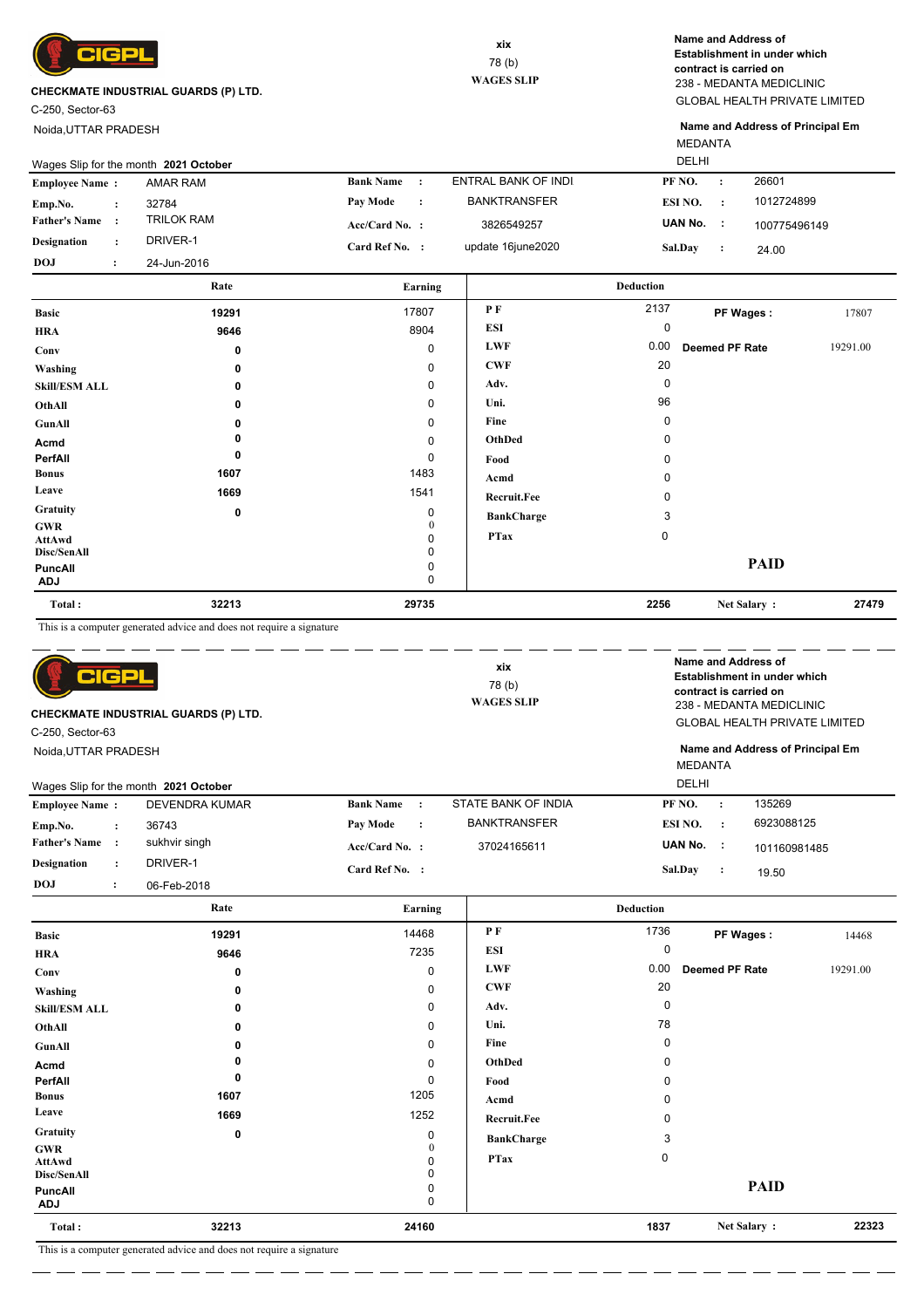CIGPL

**CHECKMATE INDUSTRIAL GUARDS (P) LTD.**

C-250, Sector-63

Noida,UTTAR PRADESH

xix

78 (b)

**WAGES SLIP**

**Name and Address of Establishment in under which contract is carried on**

238 - MEDANTA MEDICLINIC

GLOBAL HEALTH PRIVATE LIMITED

**Name and Address of Principal Em**

MEDANTA

DELHI

Wages Slip for the month **2021 October**

| | | | | | |
|---|---|---|---|---|---|
| **Employee Name :** | AMAR RAM | **Bank Name :** | ENTRAL BANK OF INDI | **PF NO. :** | 26601 |
| **Emp.No. :** | 32784 | **Pay Mode :** | BANKTRANSFER | **ESI NO. :** | 1012724899 |
| **Father's Name :** | TRILOK RAM | **Acc/Card No. :** | 3826549257 | **UAN No. :** | 100775496149 |
| **Designation :** | DRIVER-1 | **Card Ref No. :** | update 16june2020 | **Sal.Day :** | 24.00 |
| **DOJ :** | 24-Jun-2016 | | | | |

| | Rate | Earning | Deduction | | | |
|---|---|---|---|---|---|---|
| **Basic** | 19291 | 17807 | **P F** | 2137 | **PF Wages :** | 17807 |
| **HRA** | 9646 | 8904 | **ESI** | 0 | | |
| **Conv** | 0 | 0 | **LWF** | 0.00 | **Deemed PF Rate** | 19291.00 |
| **Washing** | 0 | 0 | **CWF** | 20 | | |
| **Skill/ESM ALL** | 0 | 0 | **Adv.** | 0 | | |
| **OthAll** | 0 | 0 | **Uni.** | 96 | | |
| **GunAll** | 0 | 0 | **Fine** | 0 | | |
| **Acmd** | 0 | 0 | **OthDed** | 0 | | |
| **PerfAll** | 0 | 0 | **Food** | 0 | | |
| **Bonus** | 1607 | 1483 | **Acmd** | 0 | | |
| **Leave** | 1669 | 1541 | **Recruit.Fee** | 0 | | |
| **Gratuity** | 0 | 0 | **BankCharge** | 3 | | |
| **GWR** | | 0 | **PTax** | 0 | | |
| **AttAwd** | | 0 | | | | |
| **Disc/SenAll** | | 0 | | | | |
| **PuncAll** | | 0 | | | **PAID** | |
| **ADJ** | | 0 | | | | |
| **Total :** | 32213 | 29735 | | 2256 | **Net Salary :** | 27479 |

This is a computer generated advice and does not require a signature

---

CIGPL

**CHECKMATE INDUSTRIAL GUARDS (P) LTD.**

C-250, Sector-63

Noida,UTTAR PRADESH

xix

78 (b)

**WAGES SLIP**

**Name and Address of Establishment in under which contract is carried on**

238 - MEDANTA MEDICLINIC

GLOBAL HEALTH PRIVATE LIMITED

**Name and Address of Principal Em**

MEDANTA

DELHI

Wages Slip for the month **2021 October**

| | | | | | |
|---|---|---|---|---|---|
| **Employee Name :** | DEVENDRA KUMAR | **Bank Name :** | STATE BANK OF INDIA | **PF NO. :** | 135269 |
| **Emp.No. :** | 36743 | **Pay Mode :** | BANKTRANSFER | **ESI NO. :** | 6923088125 |
| **Father's Name :** | sukhvir singh | **Acc/Card No. :** | 37024165611 | **UAN No. :** | 101160981485 |
| **Designation :** | DRIVER-1 | **Card Ref No. :** | | **Sal.Day :** | 19.50 |
| **DOJ :** | 06-Feb-2018 | | | | |

| | Rate | Earning | Deduction | | | |
|---|---|---|---|---|---|---|
| **Basic** | 19291 | 14468 | **P F** | 1736 | **PF Wages :** | 14468 |
| **HRA** | 9646 | 7235 | **ESI** | 0 | | |
| **Conv** | 0 | 0 | **LWF** | 0.00 | **Deemed PF Rate** | 19291.00 |
| **Washing** | 0 | 0 | **CWF** | 20 | | |
| **Skill/ESM ALL** | 0 | 0 | **Adv.** | 0 | | |
| **OthAll** | 0 | 0 | **Uni.** | 78 | | |
| **GunAll** | 0 | 0 | **Fine** | 0 | | |
| **Acmd** | 0 | 0 | **OthDed** | 0 | | |
| **PerfAll** | 0 | 0 | **Food** | 0 | | |
| **Bonus** | 1607 | 1205 | **Acmd** | 0 | | |
| **Leave** | 1669 | 1252 | **Recruit.Fee** | 0 | | |
| **Gratuity** | 0 | 0 | **BankCharge** | 3 | | |
| **GWR** | | 0 | **PTax** | 0 | | |
| **AttAwd** | | 0 | | | | |
| **Disc/SenAll** | | 0 | | | | |
| **PuncAll** | | 0 | | | **PAID** | |
| **ADJ** | | 0 | | | | |
| **Total :** | 32213 | 24160 | | 1837 | **Net Salary :** | 22323 |

This is a computer generated advice and does not require a signature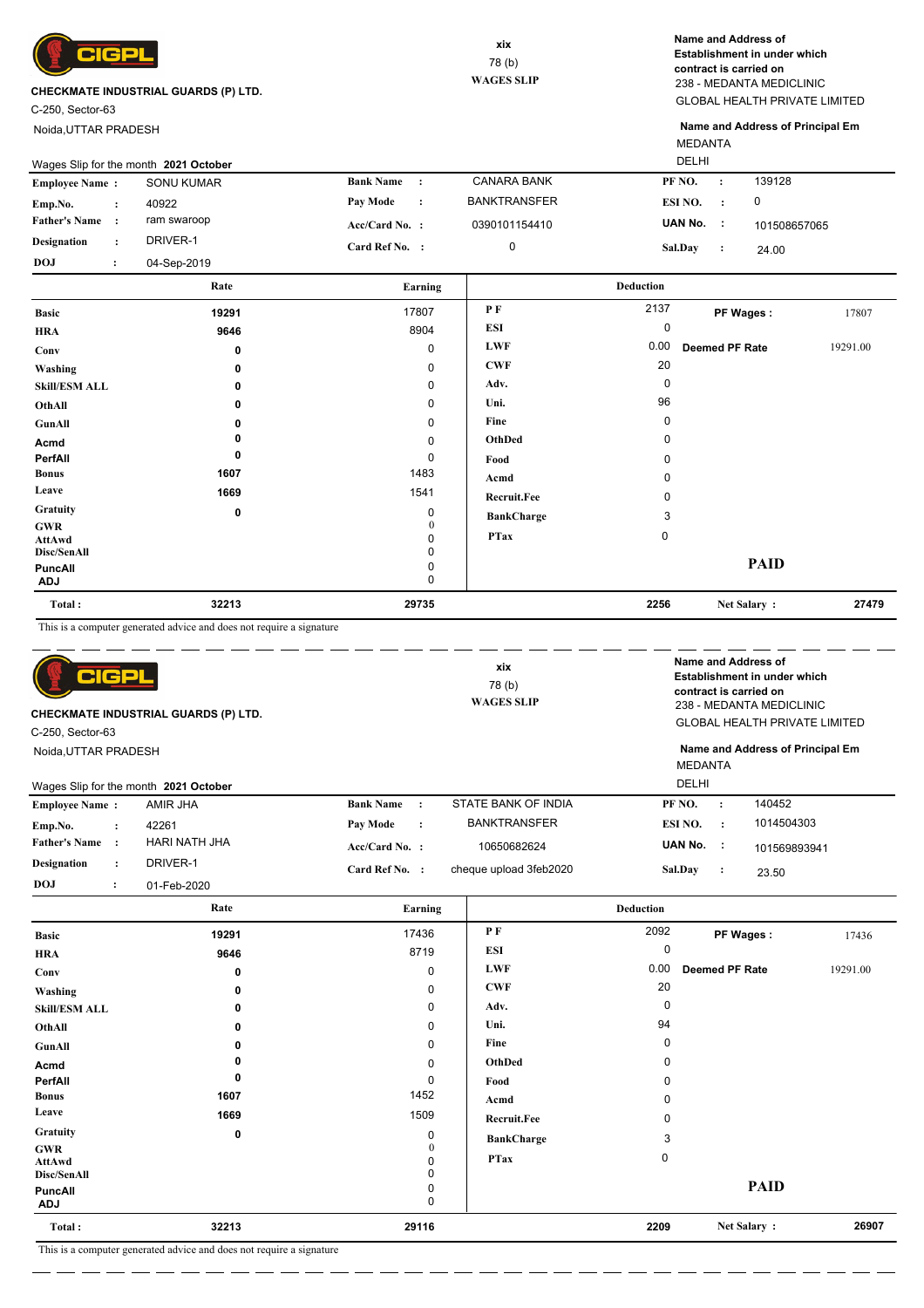CIGPL

**CHECKMATE INDUSTRIAL GUARDS (P) LTD.**

C-250, Sector-63

Noida,UTTAR PRADESH

xix

78 (b)

**WAGES SLIP**

**Name and Address of Establishment in under which contract is carried on**

238 - MEDANTA MEDICLINIC

GLOBAL HEALTH PRIVATE LIMITED

**Name and Address of Principal Em**

MEDANTA

DELHI

Wages Slip for the month **2021 October**

| | | | | | |
|---|---|---|---|---|---|
| **Employee Name :** | SONU KUMAR | **Bank Name :** | CANARA BANK | **PF NO. :** | 139128 |
| **Emp.No. :** | 40922 | **Pay Mode :** | BANKTRANSFER | **ESI NO. :** | 0 |
| **Father's Name :** | ram swaroop | **Acc/Card No. :** | 0390101154410 | **UAN No. :** | 101508657065 |
| **Designation :** | DRIVER-1 | **Card Ref No. :** | 0 | **Sal.Day :** | 24.00 |
| **DOJ :** | 04-Sep-2019 | | | | |

| | Rate | Earning | Deduction | | | |
|---|---|---|---|---|---|---|
| **Basic** | 19291 | 17807 | **P F** | 2137 | **PF Wages :** | 17807 |
| **HRA** | 9646 | 8904 | **ESI** | 0 | | |
| **Conv** | 0 | 0 | **LWF** | 0.00 | **Deemed PF Rate** | 19291.00 |
| **Washing** | 0 | 0 | **CWF** | 20 | | |
| **Skill/ESM ALL** | 0 | 0 | **Adv.** | 0 | | |
| **OthAll** | 0 | 0 | **Uni.** | 96 | | |
| **GunAll** | 0 | 0 | **Fine** | 0 | | |
| **Acmd** | 0 | 0 | **OthDed** | 0 | | |
| **PerfAll** | 0 | 0 | **Food** | 0 | | |
| **Bonus** | 1607 | 1483 | **Acmd** | 0 | | |
| **Leave** | 1669 | 1541 | **Recruit.Fee** | 0 | | |
| **Gratuity** | 0 | 0 | **BankCharge** | 3 | | |
| **GWR** | | 0 | **PTax** | 0 | | |
| **AttAwd** | | 0 | | | | |
| **Disc/SenAll** | | 0 | | | | |
| **PuncAll** | | 0 | | | **PAID** | |
| **ADJ** | | 0 | | | | |
| **Total :** | 32213 | 29735 | | 2256 | **Net Salary :** | 27479 |

This is a computer generated advice and does not require a signature

---

CIGPL

**CHECKMATE INDUSTRIAL GUARDS (P) LTD.**

C-250, Sector-63

Noida,UTTAR PRADESH

xix

78 (b)

**WAGES SLIP**

**Name and Address of Establishment in under which contract is carried on**

238 - MEDANTA MEDICLINIC

GLOBAL HEALTH PRIVATE LIMITED

**Name and Address of Principal Em**

MEDANTA

DELHI

Wages Slip for the month **2021 October**

| | | | | | |
|---|---|---|---|---|---|
| **Employee Name :** | AMIR JHA | **Bank Name :** | STATE BANK OF INDIA | **PF NO. :** | 140452 |
| **Emp.No. :** | 42261 | **Pay Mode :** | BANKTRANSFER | **ESI NO. :** | 1014504303 |
| **Father's Name :** | HARI NATH JHA | **Acc/Card No. :** | 10650682624 | **UAN No. :** | 101569893941 |
| **Designation :** | DRIVER-1 | **Card Ref No. :** | cheque upload 3feb2020 | **Sal.Day :** | 23.50 |
| **DOJ :** | 01-Feb-2020 | | | | |

| | Rate | Earning | Deduction | | | |
|---|---|---|---|---|---|---|
| **Basic** | 19291 | 17436 | **P F** | 2092 | **PF Wages :** | 17436 |
| **HRA** | 9646 | 8719 | **ESI** | 0 | | |
| **Conv** | 0 | 0 | **LWF** | 0.00 | **Deemed PF Rate** | 19291.00 |
| **Washing** | 0 | 0 | **CWF** | 20 | | |
| **Skill/ESM ALL** | 0 | 0 | **Adv.** | 0 | | |
| **OthAll** | 0 | 0 | **Uni.** | 94 | | |
| **GunAll** | 0 | 0 | **Fine** | 0 | | |
| **Acmd** | 0 | 0 | **OthDed** | 0 | | |
| **PerfAll** | 0 | 0 | **Food** | 0 | | |
| **Bonus** | 1607 | 1452 | **Acmd** | 0 | | |
| **Leave** | 1669 | 1509 | **Recruit.Fee** | 0 | | |
| **Gratuity** | 0 | 0 | **BankCharge** | 3 | | |
| **GWR** | | 0 | **PTax** | 0 | | |
| **AttAwd** | | 0 | | | | |
| **Disc/SenAll** | | 0 | | | | |
| **PuncAll** | | 0 | | | **PAID** | |
| **ADJ** | | 0 | | | | |
| **Total :** | 32213 | 29116 | | 2209 | **Net Salary :** | 26907 |

This is a computer generated advice and does not require a signature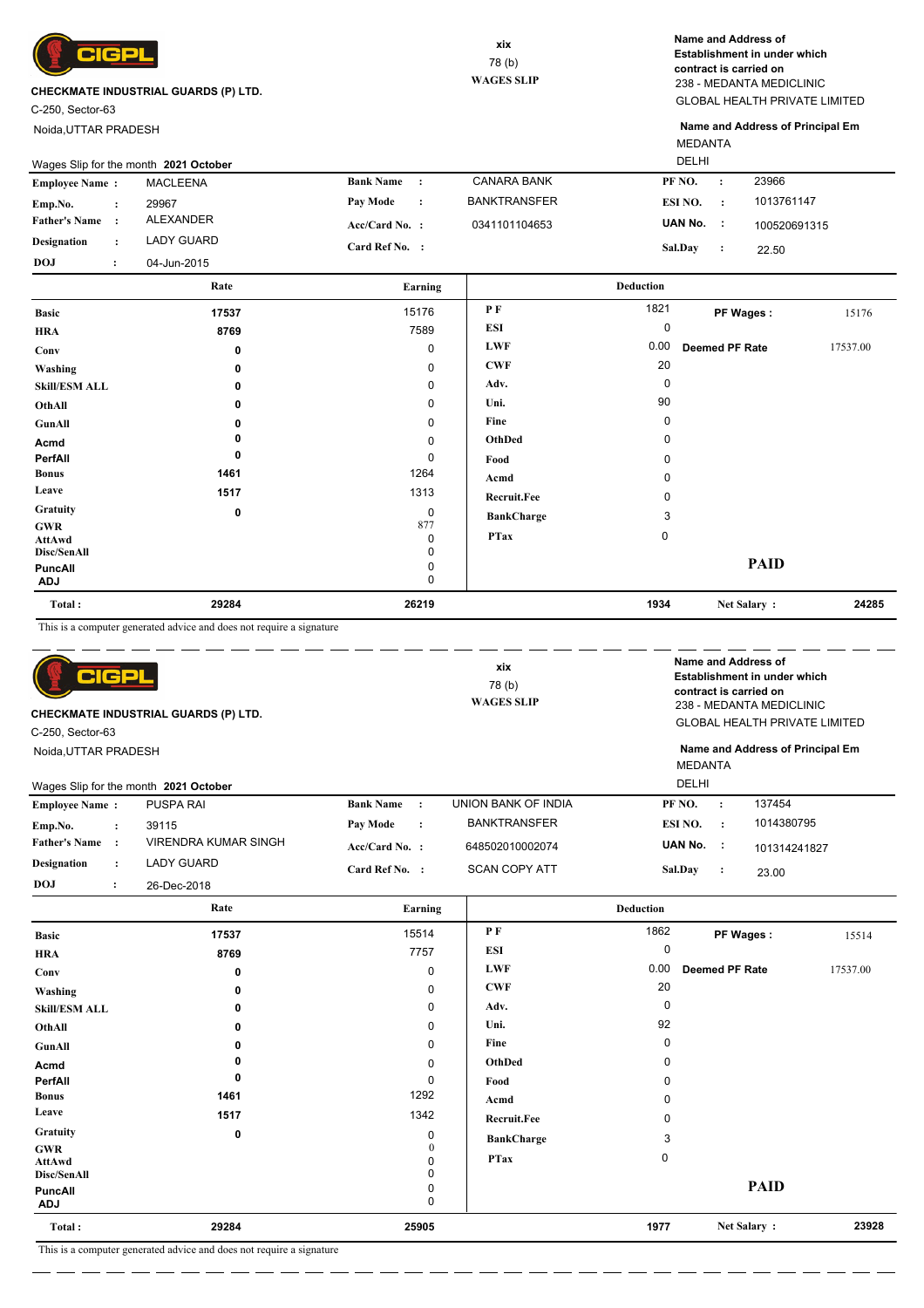CIGPL

**CHECKMATE INDUSTRIAL GUARDS (P) LTD.**

C-250, Sector-63

Noida,UTTAR PRADESH

xix

78 (b)

**WAGES SLIP**

**Name and Address of Establishment in under which contract is carried on**

238 - MEDANTA MEDICLINIC

GLOBAL HEALTH PRIVATE LIMITED

**Name and Address of Principal Em**

MEDANTA

DELHI

Wages Slip for the month **2021 October**

| | | | | | |
|---|---|---|---|---|---|
| **Employee Name :** | MACLEENA | **Bank Name :** | CANARA BANK | **PF NO. :** | 23966 |
| **Emp.No. :** | 29967 | **Pay Mode :** | BANKTRANSFER | **ESI NO. :** | 1013761147 |
| **Father's Name :** | ALEXANDER | **Acc/Card No. :** | 0341101104653 | **UAN No. :** | 100520691315 |
| **Designation :** | LADY GUARD | **Card Ref No. :** | | **Sal.Day :** | 22.50 |
| **DOJ :** | 04-Jun-2015 | | | | |

| | Rate | Earning | Deduction | | | |
|---|---|---|---|---|---|---|
| **Basic** | 17537 | 15176 | **P F** | 1821 | **PF Wages :** | 15176 |
| **HRA** | 8769 | 7589 | **ESI** | 0 | | |
| **Conv** | 0 | 0 | **LWF** | 0.00 | **Deemed PF Rate** | 17537.00 |
| **Washing** | 0 | 0 | **CWF** | 20 | | |
| **Skill/ESM ALL** | 0 | 0 | **Adv.** | 0 | | |
| **OthAll** | 0 | 0 | **Uni.** | 90 | | |
| **GunAll** | 0 | 0 | **Fine** | 0 | | |
| **Acmd** | 0 | 0 | **OthDed** | 0 | | |
| **PerfAll** | 0 | 0 | **Food** | 0 | | |
| **Bonus** | 1461 | 1264 | **Acmd** | 0 | | |
| **Leave** | 1517 | 1313 | **Recruit.Fee** | 0 | | |
| **Gratuity** | 0 | 0 | **BankCharge** | 3 | | |
| **GWR** | | 877 | **PTax** | 0 | | |
| **AttAwd** | | 0 | | | | |
| **Disc/SenAll** | | 0 | | | | |
| **PuncAll** | | 0 | | | **PAID** | |
| **ADJ** | | 0 | | | | |
| **Total :** | **29284** | **26219** | | **1934** | **Net Salary :** | **24285** |

This is a computer generated advice and does not require a signature

---

CIGPL

**CHECKMATE INDUSTRIAL GUARDS (P) LTD.**

C-250, Sector-63

Noida,UTTAR PRADESH

xix

78 (b)

**WAGES SLIP**

**Name and Address of Establishment in under which contract is carried on**

238 - MEDANTA MEDICLINIC

GLOBAL HEALTH PRIVATE LIMITED

**Name and Address of Principal Em**

MEDANTA

DELHI

Wages Slip for the month **2021 October**

| | | | | | |
|---|---|---|---|---|---|
| **Employee Name :** | PUSPA RAI | **Bank Name :** | UNION BANK OF INDIA | **PF NO. :** | 137454 |
| **Emp.No. :** | 39115 | **Pay Mode :** | BANKTRANSFER | **ESI NO. :** | 1014380795 |
| **Father's Name :** | VIRENDRA KUMAR SINGH | **Acc/Card No. :** | 648502010002074 | **UAN No. :** | 101314241827 |
| **Designation :** | LADY GUARD | **Card Ref No. :** | SCAN COPY ATT | **Sal.Day :** | 23.00 |
| **DOJ :** | 26-Dec-2018 | | | | |

| | Rate | Earning | Deduction | | | |
|---|---|---|---|---|---|---|
| **Basic** | 17537 | 15514 | **P F** | 1862 | **PF Wages :** | 15514 |
| **HRA** | 8769 | 7757 | **ESI** | 0 | | |
| **Conv** | 0 | 0 | **LWF** | 0.00 | **Deemed PF Rate** | 17537.00 |
| **Washing** | 0 | 0 | **CWF** | 20 | | |
| **Skill/ESM ALL** | 0 | 0 | **Adv.** | 0 | | |
| **OthAll** | 0 | 0 | **Uni.** | 92 | | |
| **GunAll** | 0 | 0 | **Fine** | 0 | | |
| **Acmd** | 0 | 0 | **OthDed** | 0 | | |
| **PerfAll** | 0 | 0 | **Food** | 0 | | |
| **Bonus** | 1461 | 1292 | **Acmd** | 0 | | |
| **Leave** | 1517 | 1342 | **Recruit.Fee** | 0 | | |
| **Gratuity** | 0 | 0 | **BankCharge** | 3 | | |
| **GWR** | | 0 | **PTax** | 0 | | |
| **AttAwd** | | 0 | | | | |
| **Disc/SenAll** | | 0 | | | | |
| **PuncAll** | | 0 | | | **PAID** | |
| **ADJ** | | 0 | | | | |
| **Total :** | **29284** | **25905** | | **1977** | **Net Salary :** | **23928** |

This is a computer generated advice and does not require a signature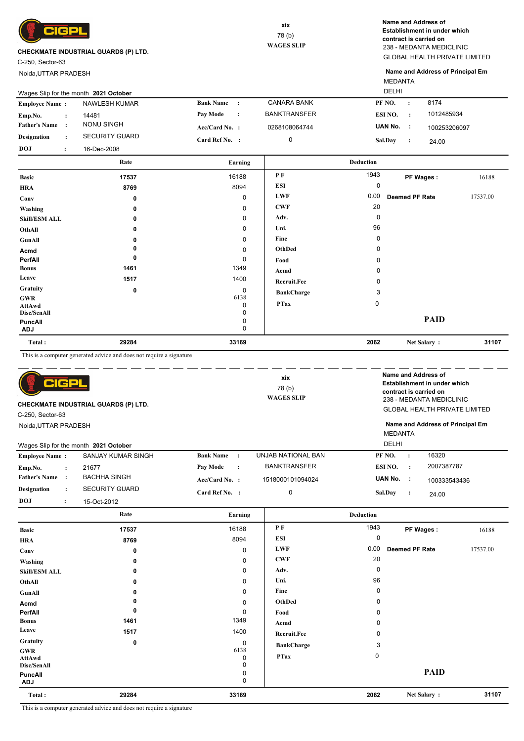**CIGPL**

**CHECKMATE INDUSTRIAL GUARDS (P) LTD.**

C-250, Sector-63

Noida,UTTAR PRADESH

xix

78 (b)

**WAGES SLIP**

**Name and Address of Establishment in under which contract is carried on**

238 - MEDANTA MEDICLINIC

GLOBAL HEALTH PRIVATE LIMITED

**Name and Address of Principal Em**

MEDANTA

DELHI

Wages Slip for the month **2021 October**

| | | | | | |
|---|---|---|---|---|---|
| **Employee Name :** | NAWLESH KUMAR | **Bank Name :** | CANARA BANK | **PF NO. :** | 8174 |
| **Emp.No. :** | 14481 | **Pay Mode :** | BANKTRANSFER | **ESI NO. :** | 1012485934 |
| **Father's Name :** | NONU SINGH | **Acc/Card No. :** | 0268108064744 | **UAN No. :** | 100253206097 |
| **Designation :** | SECURITY GUARD | **Card Ref No. :** | 0 | **Sal.Day :** | 24.00 |
| **DOJ :** | 16-Dec-2008 | | | | |

| | Rate | Earning | Deduction | | | |
|---|---|---|---|---|---|---|
| **Basic** | 17537 | 16188 | **P F** | 1943 | **PF Wages :** | 16188 |
| **HRA** | 8769 | 8094 | **ESI** | 0 | | |
| **Conv** | 0 | 0 | **LWF** | 0.00 | **Deemed PF Rate** | 17537.00 |
| **Washing** | 0 | 0 | **CWF** | 20 | | |
| **Skill/ESM ALL** | 0 | 0 | **Adv.** | 0 | | |
| **OthAll** | 0 | 0 | **Uni.** | 96 | | |
| **GunAll** | 0 | 0 | **Fine** | 0 | | |
| **Acmd** | 0 | 0 | **OthDed** | 0 | | |
| **PerfAll** | 0 | 0 | **Food** | 0 | | |
| **Bonus** | 1461 | 1349 | **Acmd** | 0 | | |
| **Leave** | 1517 | 1400 | **Recruit.Fee** | 0 | | |
| **Gratuity** | 0 | 0 | **BankCharge** | 3 | | |
| **GWR** | | 6138 | **PTax** | 0 | | |
| **AttAwd** | | 0 | | | | |
| **Disc/SenAll** | | 0 | | | | |
| **PuncAll** | | 0 | | | **PAID** | |
| **ADJ** | | 0 | | | | |
| **Total :** | 29284 | 33169 | | 2062 | **Net Salary :** | 31107 |

This is a computer generated advice and does not require a signature

---

**CIGPL**

**CHECKMATE INDUSTRIAL GUARDS (P) LTD.**

C-250, Sector-63

Noida,UTTAR PRADESH

xix

78 (b)

**WAGES SLIP**

**Name and Address of Establishment in under which contract is carried on**

238 - MEDANTA MEDICLINIC

GLOBAL HEALTH PRIVATE LIMITED

**Name and Address of Principal Em**

MEDANTA

DELHI

Wages Slip for the month **2021 October**

| | | | | | |
|---|---|---|---|---|---|
| **Employee Name :** | SANJAY KUMAR SINGH | **Bank Name :** | UNJAB NATIONAL BAN | **PF NO. :** | 16320 |
| **Emp.No. :** | 21677 | **Pay Mode :** | BANKTRANSFER | **ESI NO. :** | 2007387787 |
| **Father's Name :** | BACHHA SINGH | **Acc/Card No. :** | 1518000101094024 | **UAN No. :** | 100333543436 |
| **Designation :** | SECURITY GUARD | **Card Ref No. :** | 0 | **Sal.Day :** | 24.00 |
| **DOJ :** | 15-Oct-2012 | | | | |

| | Rate | Earning | Deduction | | | |
|---|---|---|---|---|---|---|
| **Basic** | 17537 | 16188 | **P F** | 1943 | **PF Wages :** | 16188 |
| **HRA** | 8769 | 8094 | **ESI** | 0 | | |
| **Conv** | 0 | 0 | **LWF** | 0.00 | **Deemed PF Rate** | 17537.00 |
| **Washing** | 0 | 0 | **CWF** | 20 | | |
| **Skill/ESM ALL** | 0 | 0 | **Adv.** | 0 | | |
| **OthAll** | 0 | 0 | **Uni.** | 96 | | |
| **GunAll** | 0 | 0 | **Fine** | 0 | | |
| **Acmd** | 0 | 0 | **OthDed** | 0 | | |
| **PerfAll** | 0 | 0 | **Food** | 0 | | |
| **Bonus** | 1461 | 1349 | **Acmd** | 0 | | |
| **Leave** | 1517 | 1400 | **Recruit.Fee** | 0 | | |
| **Gratuity** | 0 | 0 | **BankCharge** | 3 | | |
| **GWR** | | 6138 | **PTax** | 0 | | |
| **AttAwd** | | 0 | | | | |
| **Disc/SenAll** | | 0 | | | | |
| **PuncAll** | | 0 | | | **PAID** | |
| **ADJ** | | 0 | | | | |
| **Total :** | 29284 | 33169 | | 2062 | **Net Salary :** | 31107 |

This is a computer generated advice and does not require a signature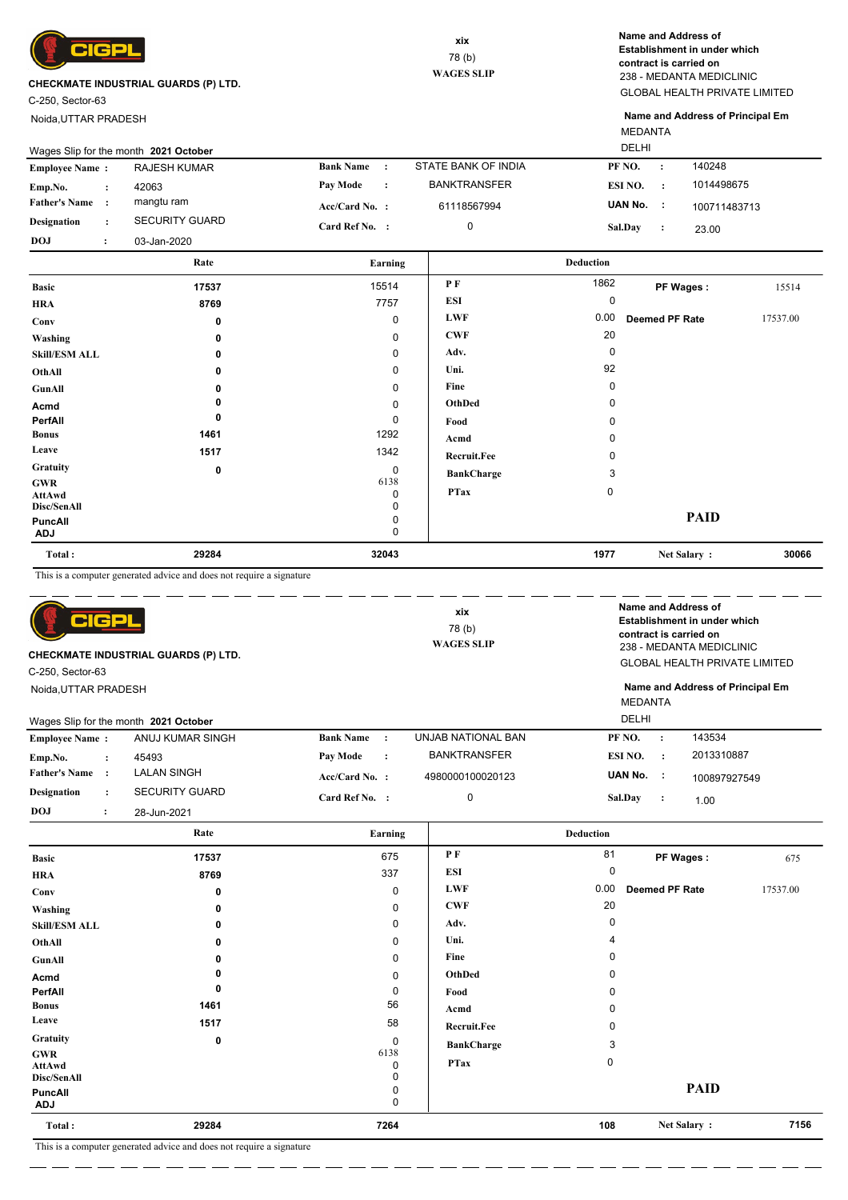CIGPL

**CHECKMATE INDUSTRIAL GUARDS (P) LTD.**
C-250, Sector-63
Noida,UTTAR PRADESH

xix
78 (b)
**WAGES SLIP**

**Name and Address of Establishment in under which contract is carried on**
238 - MEDANTA MEDICLINIC
GLOBAL HEALTH PRIVATE LIMITED

**Name and Address of Principal Em**
MEDANTA
DELHI

Wages Slip for the month **2021 October**

| | | | | | |
|---|---|---|---|---|---|
| **Employee Name :** | RAJESH KUMAR | **Bank Name :** | STATE BANK OF INDIA | **PF NO. :** | 140248 |
| **Emp.No. :** | 42063 | **Pay Mode :** | BANKTRANSFER | **ESI NO. :** | 1014498675 |
| **Father's Name :** | mangtu ram | **Acc/Card No. :** | 61118567994 | **UAN No. :** | 100711483713 |
| **Designation :** | SECURITY GUARD | **Card Ref No. :** | 0 | **Sal.Day :** | 23.00 |
| **DOJ :** | 03-Jan-2020 | | | | |

| | Rate | Earning | Deduction | | | |
|---|---|---|---|---|---|---|
| **Basic** | 17537 | 15514 | **P F** | 1862 | **PF Wages :** | 15514 |
| **HRA** | 8769 | 7757 | **ESI** | 0 | | |
| **Conv** | 0 | 0 | **LWF** | 0.00 | **Deemed PF Rate** | 17537.00 |
| **Washing** | 0 | 0 | **CWF** | 20 | | |
| **Skill/ESM ALL** | 0 | 0 | **Adv.** | 0 | | |
| **OthAll** | 0 | 0 | **Uni.** | 92 | | |
| **GunAll** | 0 | 0 | **Fine** | 0 | | |
| **Acmd** | 0 | 0 | **OthDed** | 0 | | |
| **PerfAll** | 0 | 0 | **Food** | 0 | | |
| **Bonus** | 1461 | 1292 | **Acmd** | 0 | | |
| **Leave** | 1517 | 1342 | **Recruit.Fee** | 0 | | |
| **Gratuity** | 0 | 0 | **BankCharge** | 3 | | |
| **GWR** | | 6138 | **PTax** | 0 | | |
| **AttAwd** | | 0 | | | | |
| **Disc/SenAll** | | 0 | | | | |
| **PuncAll** | | 0 | | | **PAID** | |
| **ADJ** | | 0 | | | | |
| **Total :** | 29284 | 32043 | | 1977 | **Net Salary :** | 30066 |

This is a computer generated advice and does not require a signature

---

CIGPL

**CHECKMATE INDUSTRIAL GUARDS (P) LTD.**
C-250, Sector-63
Noida,UTTAR PRADESH

xix
78 (b)
**WAGES SLIP**

**Name and Address of Establishment in under which contract is carried on**
238 - MEDANTA MEDICLINIC
GLOBAL HEALTH PRIVATE LIMITED

**Name and Address of Principal Em**
MEDANTA
DELHI

Wages Slip for the month **2021 October**

| | | | | | |
|---|---|---|---|---|---|
| **Employee Name :** | ANUJ KUMAR SINGH | **Bank Name :** | UNJAB NATIONAL BAN | **PF NO. :** | 143534 |
| **Emp.No. :** | 45493 | **Pay Mode :** | BANKTRANSFER | **ESI NO. :** | 2013310887 |
| **Father's Name :** | LALAN SINGH | **Acc/Card No. :** | 4980000100020123 | **UAN No. :** | 100897927549 |
| **Designation :** | SECURITY GUARD | **Card Ref No. :** | 0 | **Sal.Day :** | 1.00 |
| **DOJ :** | 28-Jun-2021 | | | | |

| | Rate | Earning | Deduction | | | |
|---|---|---|---|---|---|---|
| **Basic** | 17537 | 675 | **P F** | 81 | **PF Wages :** | 675 |
| **HRA** | 8769 | 337 | **ESI** | 0 | | |
| **Conv** | 0 | 0 | **LWF** | 0.00 | **Deemed PF Rate** | 17537.00 |
| **Washing** | 0 | 0 | **CWF** | 20 | | |
| **Skill/ESM ALL** | 0 | 0 | **Adv.** | 0 | | |
| **OthAll** | 0 | 0 | **Uni.** | 4 | | |
| **GunAll** | 0 | 0 | **Fine** | 0 | | |
| **Acmd** | 0 | 0 | **OthDed** | 0 | | |
| **PerfAll** | 0 | 0 | **Food** | 0 | | |
| **Bonus** | 1461 | 56 | **Acmd** | 0 | | |
| **Leave** | 1517 | 58 | **Recruit.Fee** | 0 | | |
| **Gratuity** | 0 | 0 | **BankCharge** | 3 | | |
| **GWR** | | 6138 | **PTax** | 0 | | |
| **AttAwd** | | 0 | | | | |
| **Disc/SenAll** | | 0 | | | | |
| **PuncAll** | | 0 | | | **PAID** | |
| **ADJ** | | 0 | | | | |
| **Total :** | 29284 | 7264 | | 108 | **Net Salary :** | 7156 |

This is a computer generated advice and does not require a signature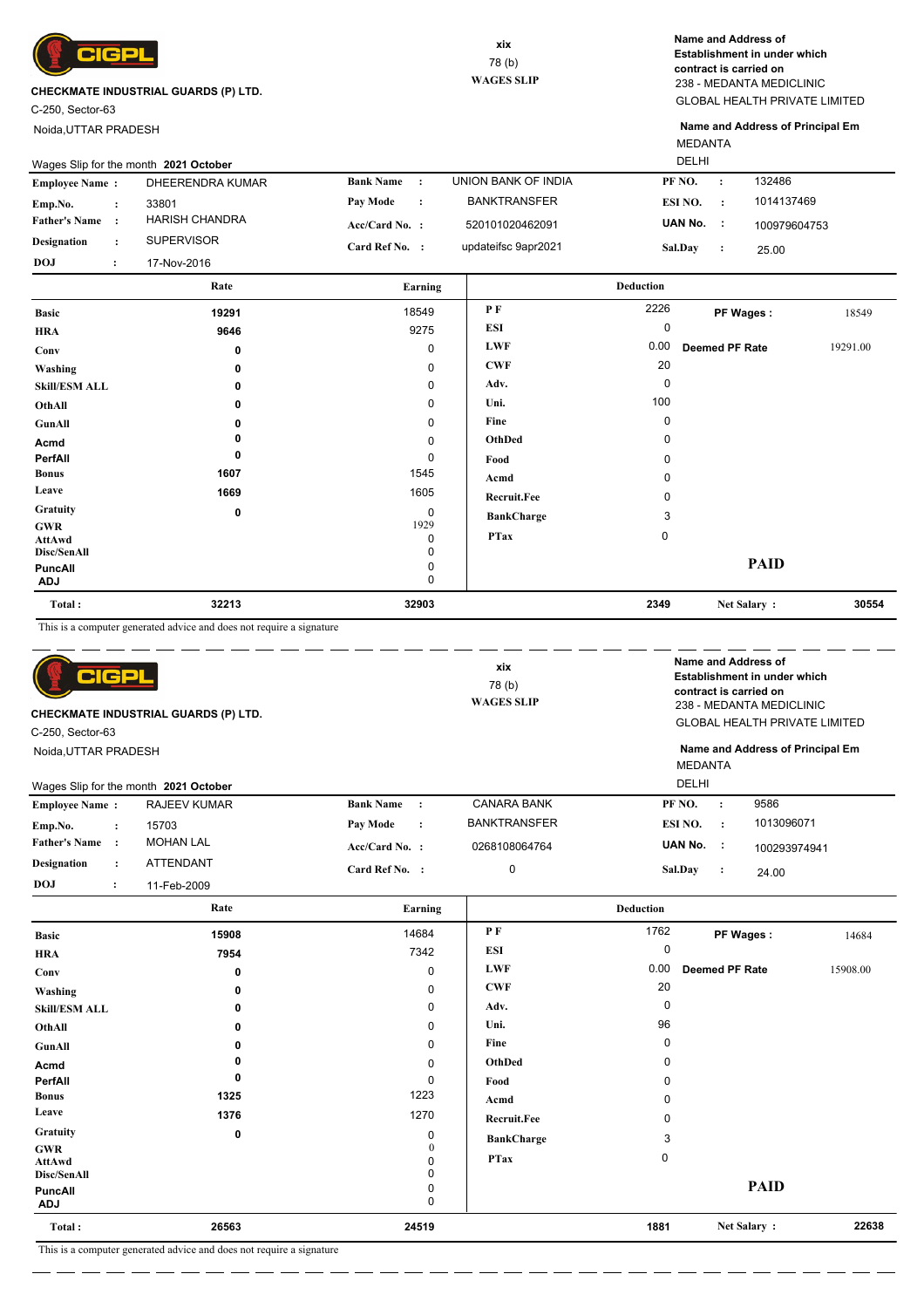CIGPL

**CHECKMATE INDUSTRIAL GUARDS (P) LTD.**

C-250, Sector-63

Noida,UTTAR PRADESH

xix

78 (b)

WAGES SLIP

**Name and Address of Establishment in under which contract is carried on**

238 - MEDANTA MEDICLINIC

GLOBAL HEALTH PRIVATE LIMITED

**Name and Address of Principal Em**

MEDANTA

DELHI

Wages Slip for the month **2021 October**

| | | | | | | | |
|---|---|---|---|---|---|---|---|
| Employee Name | : DHEERENDRA KUMAR | Bank Name | : UNION BANK OF INDIA | PF NO. | : | 132486 | |
| Emp.No. | : 33801 | Pay Mode | : BANKTRANSFER | ESI NO. | : | 1014137469 | |
| Father's Name | : HARISH CHANDRA | Acc/Card No. | : 520101020462091 | UAN No. | : | 100979604753 | |
| Designation | : SUPERVISOR | Card Ref No. | : updateifsc 9apr2021 | Sal.Day | : | 25.00 | |
| DOJ | : 17-Nov-2016 | | | | | | |

| | Rate | Earning | Deduction | | | |
|---|---|---|---|---|---|---|
| Basic | 19291 | 18549 | P F | 2226 | PF Wages : | 18549 |
| HRA | 9646 | 9275 | ESI | 0 | | |
| Conv | 0 | 0 | LWF | 0.00 | Deemed PF Rate | 19291.00 |
| Washing | 0 | 0 | CWF | 20 | | |
| Skill/ESM ALL | 0 | 0 | Adv. | 0 | | |
| OthAll | 0 | 0 | Uni. | 100 | | |
| GunAll | 0 | 0 | Fine | 0 | | |
| Acmd | 0 | 0 | OthDed | 0 | | |
| PerfAll | 0 | 0 | Food | 0 | | |
| Bonus | 1607 | 1545 | Acmd | 0 | | |
| Leave | 1669 | 1605 | Recruit.Fee | 0 | | |
| Gratuity | 0 | 0 | BankCharge | 3 | | |
| GWR | | 1929 | PTax | 0 | | |
| AttAwd | | 0 | | | | |
| Disc/SenAll | | 0 | | | | |
| PuncAll | | 0 | | | PAID | |
| ADJ | | 0 | | | | |
| Total : | 32213 | 32903 | | 2349 | Net Salary : | 30554 |

This is a computer generated advice and does not require a signature

---

CIGPL

**CHECKMATE INDUSTRIAL GUARDS (P) LTD.**

C-250, Sector-63

Noida,UTTAR PRADESH

xix

78 (b)

WAGES SLIP

**Name and Address of Establishment in under which contract is carried on**

238 - MEDANTA MEDICLINIC

GLOBAL HEALTH PRIVATE LIMITED

**Name and Address of Principal Em**

MEDANTA

DELHI

Wages Slip for the month **2021 October**

| | | | | | | | |
|---|---|---|---|---|---|---|---|
| Employee Name | : RAJEEV KUMAR | Bank Name | : CANARA BANK | PF NO. | : | 9586 | |
| Emp.No. | : 15703 | Pay Mode | : BANKTRANSFER | ESI NO. | : | 1013096071 | |
| Father's Name | : MOHAN LAL | Acc/Card No. | : 0268108064764 | UAN No. | : | 100293974941 | |
| Designation | : ATTENDANT | Card Ref No. | : 0 | Sal.Day | : | 24.00 | |
| DOJ | : 11-Feb-2009 | | | | | | |

| | Rate | Earning | Deduction | | | |
|---|---|---|---|---|---|---|
| Basic | 15908 | 14684 | P F | 1762 | PF Wages : | 14684 |
| HRA | 7954 | 7342 | ESI | 0 | | |
| Conv | 0 | 0 | LWF | 0.00 | Deemed PF Rate | 15908.00 |
| Washing | 0 | 0 | CWF | 20 | | |
| Skill/ESM ALL | 0 | 0 | Adv. | 0 | | |
| OthAll | 0 | 0 | Uni. | 96 | | |
| GunAll | 0 | 0 | Fine | 0 | | |
| Acmd | 0 | 0 | OthDed | 0 | | |
| PerfAll | 0 | 0 | Food | 0 | | |
| Bonus | 1325 | 1223 | Acmd | 0 | | |
| Leave | 1376 | 1270 | Recruit.Fee | 0 | | |
| Gratuity | 0 | 0 | BankCharge | 3 | | |
| GWR | | 0 | PTax | 0 | | |
| AttAwd | | 0 | | | | |
| Disc/SenAll | | 0 | | | | |
| PuncAll | | 0 | | | PAID | |
| ADJ | | 0 | | | | |
| Total : | 26563 | 24519 | | 1881 | Net Salary : | 22638 |

This is a computer generated advice and does not require a signature